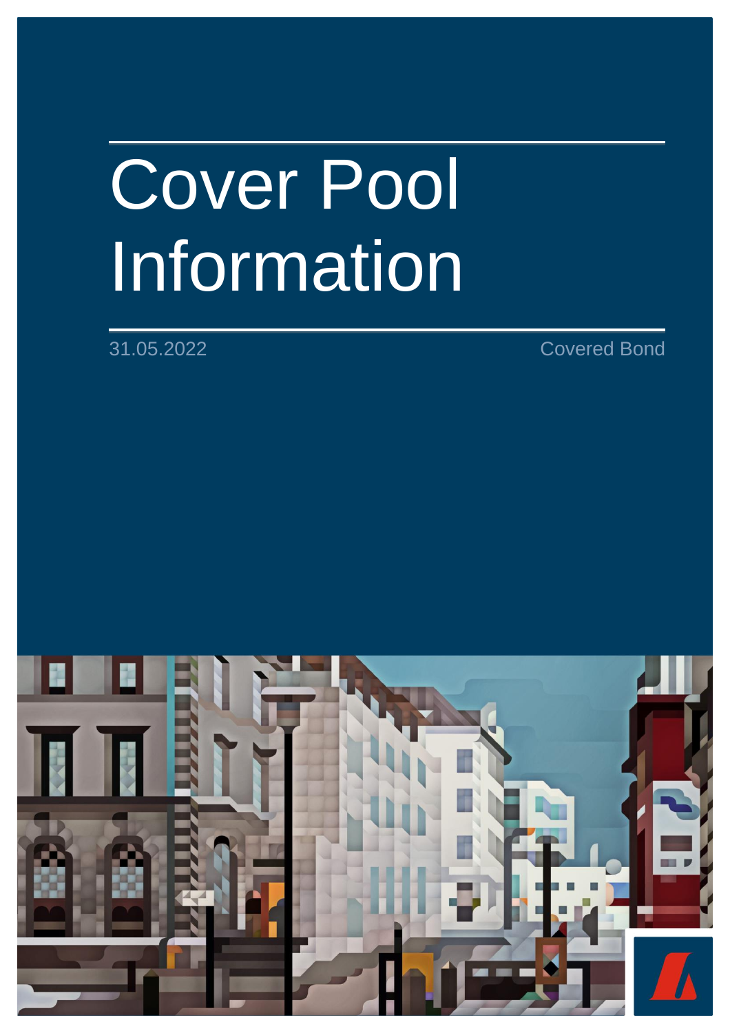# Cover Pool Information

31.05.2022

Covered Bond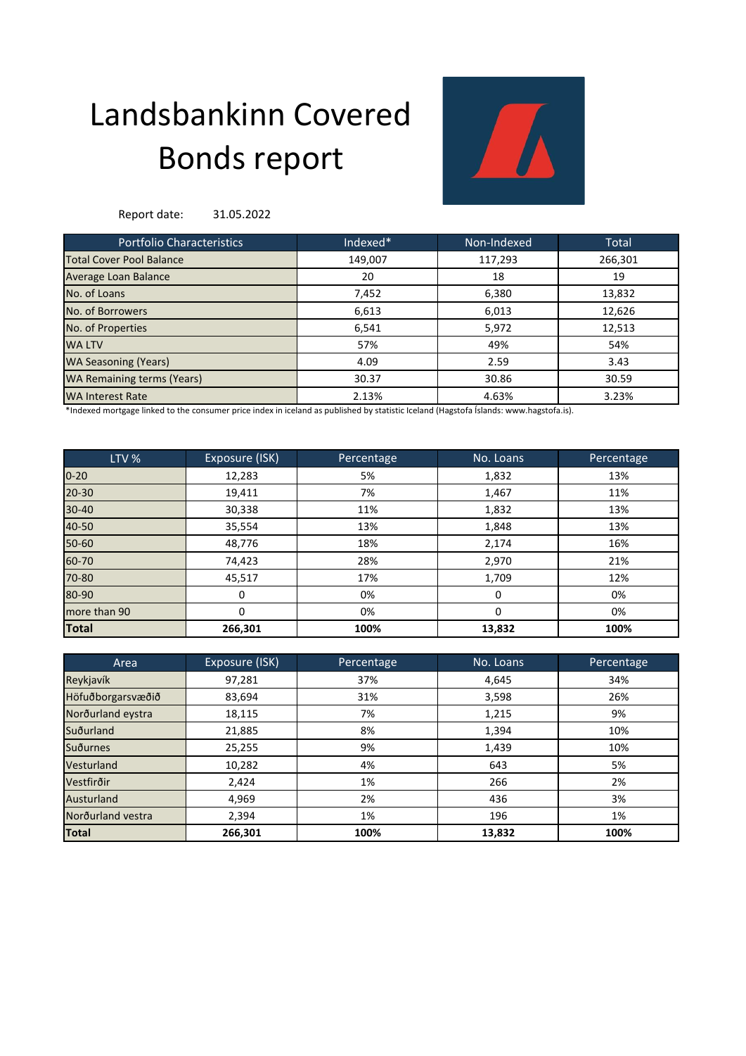# Landsbankinn Covered Bonds report

Report date: 31.05.2022

| Portfolio Characteristics | Indexed* | Non-Indexed | Total |
|---|---|---|---|
| Total Cover Pool Balance | 149,007 | 117,293 | 266,301 |
| Average Loan Balance | 20 | 18 | 19 |
| No. of Loans | 7,452 | 6,380 | 13,832 |
| No. of Borrowers | 6,613 | 6,013 | 12,626 |
| No. of Properties | 6,541 | 5,972 | 12,513 |
| WA LTV | 57% | 49% | 54% |
| WA Seasoning (Years) | 4.09 | 2.59 | 3.43 |
| WA Remaining terms (Years) | 30.37 | 30.86 | 30.59 |
| WA Interest Rate | 2.13% | 4.63% | 3.23% |

*Indexed mortgage linked to the consumer price index in iceland as published by statistic Iceland (Hagstofa Íslands: www.hagstofa.is).

| LTV % | Exposure (ISK) | Percentage | No. Loans | Percentage |
|---|---|---|---|---|
| 0-20 | 12,283 | 5% | 1,832 | 13% |
| 20-30 | 19,411 | 7% | 1,467 | 11% |
| 30-40 | 30,338 | 11% | 1,832 | 13% |
| 40-50 | 35,554 | 13% | 1,848 | 13% |
| 50-60 | 48,776 | 18% | 2,174 | 16% |
| 60-70 | 74,423 | 28% | 2,970 | 21% |
| 70-80 | 45,517 | 17% | 1,709 | 12% |
| 80-90 | 0 | 0% | 0 | 0% |
| more than 90 | 0 | 0% | 0 | 0% |
| **Total** | **266,301** | **100%** | **13,832** | **100%** |

| Area | Exposure (ISK) | Percentage | No. Loans | Percentage |
|---|---|---|---|---|
| Reykjavík | 97,281 | 37% | 4,645 | 34% |
| Höfuðborgarsvæðið | 83,694 | 31% | 3,598 | 26% |
| Norðurland eystra | 18,115 | 7% | 1,215 | 9% |
| Suðurland | 21,885 | 8% | 1,394 | 10% |
| Suðurnes | 25,255 | 9% | 1,439 | 10% |
| Vesturland | 10,282 | 4% | 643 | 5% |
| Vestfirðir | 2,424 | 1% | 266 | 2% |
| Austurland | 4,969 | 2% | 436 | 3% |
| Norðurland vestra | 2,394 | 1% | 196 | 1% |
| **Total** | **266,301** | **100%** | **13,832** | **100%** |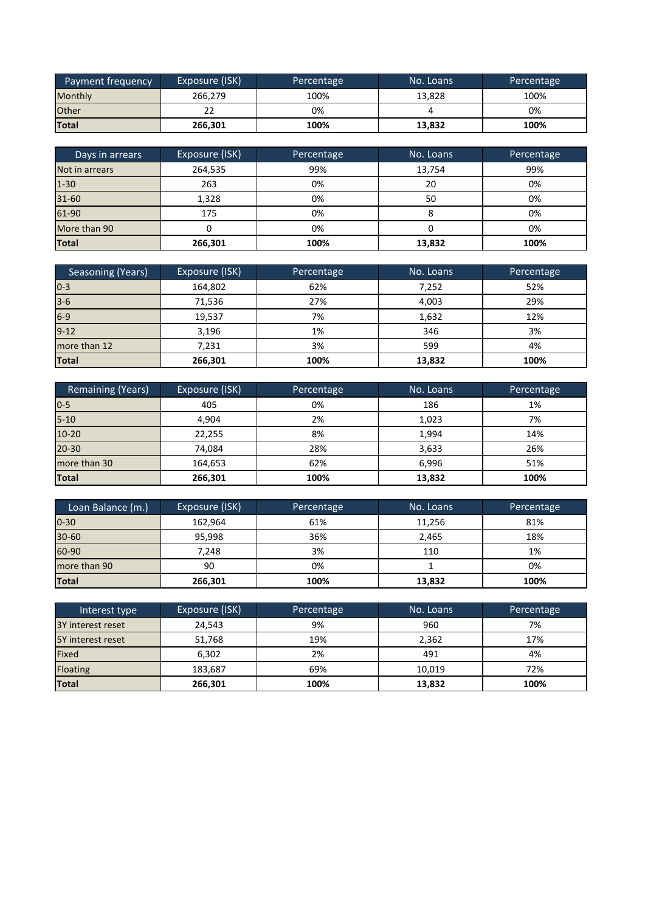| Payment frequency | Exposure (ISK) | Percentage | No. Loans | Percentage |
|---|---|---|---|---|
| Monthly | 266,279 | 100% | 13,828 | 100% |
| Other | 22 | 0% | 4 | 0% |
| **Total** | **266,301** | **100%** | **13,832** | **100%** |

| Days in arrears | Exposure (ISK) | Percentage | No. Loans | Percentage |
|---|---|---|---|---|
| Not in arrears | 264,535 | 99% | 13,754 | 99% |
| 1-30 | 263 | 0% | 20 | 0% |
| 31-60 | 1,328 | 0% | 50 | 0% |
| 61-90 | 175 | 0% | 8 | 0% |
| More than 90 | 0 | 0% | 0 | 0% |
| **Total** | **266,301** | **100%** | **13,832** | **100%** |

| Seasoning (Years) | Exposure (ISK) | Percentage | No. Loans | Percentage |
|---|---|---|---|---|
| 0-3 | 164,802 | 62% | 7,252 | 52% |
| 3-6 | 71,536 | 27% | 4,003 | 29% |
| 6-9 | 19,537 | 7% | 1,632 | 12% |
| 9-12 | 3,196 | 1% | 346 | 3% |
| more than 12 | 7,231 | 3% | 599 | 4% |
| **Total** | **266,301** | **100%** | **13,832** | **100%** |

| Remaining (Years) | Exposure (ISK) | Percentage | No. Loans | Percentage |
|---|---|---|---|---|
| 0-5 | 405 | 0% | 186 | 1% |
| 5-10 | 4,904 | 2% | 1,023 | 7% |
| 10-20 | 22,255 | 8% | 1,994 | 14% |
| 20-30 | 74,084 | 28% | 3,633 | 26% |
| more than 30 | 164,653 | 62% | 6,996 | 51% |
| **Total** | **266,301** | **100%** | **13,832** | **100%** |

| Loan Balance (m.) | Exposure (ISK) | Percentage | No. Loans | Percentage |
|---|---|---|---|---|
| 0-30 | 162,964 | 61% | 11,256 | 81% |
| 30-60 | 95,998 | 36% | 2,465 | 18% |
| 60-90 | 7,248 | 3% | 110 | 1% |
| more than 90 | 90 | 0% | 1 | 0% |
| **Total** | **266,301** | **100%** | **13,832** | **100%** |

| Interest type | Exposure (ISK) | Percentage | No. Loans | Percentage |
|---|---|---|---|---|
| 3Y interest reset | 24,543 | 9% | 960 | 7% |
| 5Y interest reset | 51,768 | 19% | 2,362 | 17% |
| Fixed | 6,302 | 2% | 491 | 4% |
| Floating | 183,687 | 69% | 10,019 | 72% |
| **Total** | **266,301** | **100%** | **13,832** | **100%** |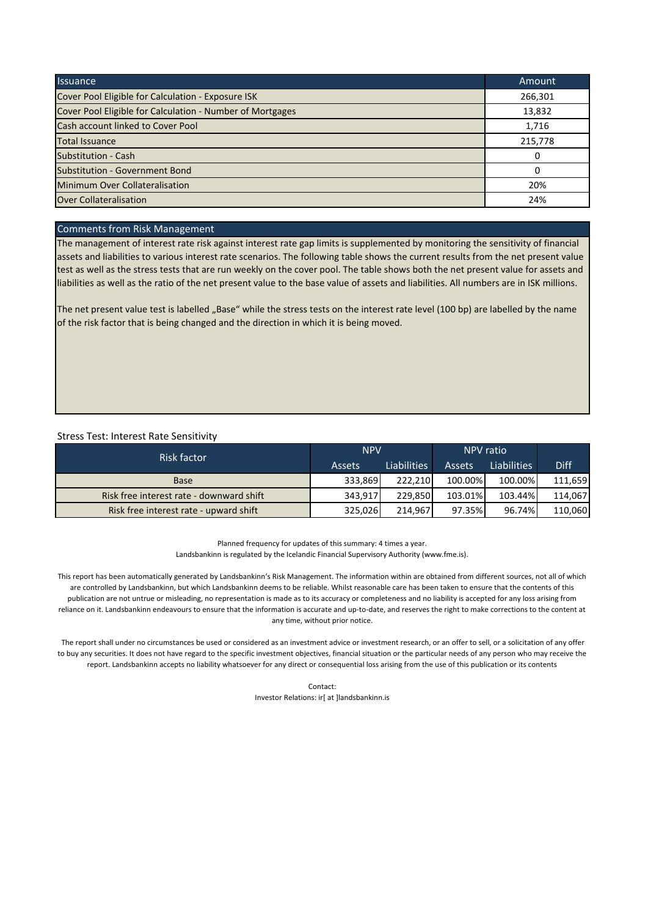| Issuance | Amount |
|---|---|
| Cover Pool Eligible for Calculation - Exposure ISK | 266,301 |
| Cover Pool Eligible for Calculation - Number of Mortgages | 13,832 |
| Cash account linked to Cover Pool | 1,716 |
| Total Issuance | 215,778 |
| Substitution - Cash | 0 |
| Substitution - Government Bond | 0 |
| Minimum Over Collateralisation | 20% |
| Over Collateralisation | 24% |

## Comments from Risk Management

The management of interest rate risk against interest rate gap limits is supplemented by monitoring the sensitivity of financial assets and liabilities to various interest rate scenarios. The following table shows the current results from the net present value test as well as the stress tests that are run weekly on the cover pool. The table shows both the net present value for assets and liabilities as well as the ratio of the net present value to the base value of assets and liabilities. All numbers are in ISK millions.

The net present value test is labelled „Base" while the stress tests on the interest rate level (100 bp) are labelled by the name of the risk factor that is being changed and the direction in which it is being moved.

### Stress Test: Interest Rate Sensitivity

| Risk factor | NPV | | NPV ratio | | |
|---|---|---|---|---|---|
| | Assets | Liabilities | Assets | Liabilities | Diff |
| Base | 333,869 | 222,210 | 100.00% | 100.00% | 111,659 |
| Risk free interest rate - downward shift | 343,917 | 229,850 | 103.01% | 103.44% | 114,067 |
| Risk free interest rate - upward shift | 325,026 | 214,967 | 97.35% | 96.74% | 110,060 |

Planned frequency for updates of this summary: 4 times a year.
Landsbankinn is regulated by the Icelandic Financial Supervisory Authority (www.fme.is).

This report has been automatically generated by Landsbankinn's Risk Management. The information within are obtained from different sources, not all of which are controlled by Landsbankinn, but which Landsbankinn deems to be reliable. Whilst reasonable care has been taken to ensure that the contents of this publication are not untrue or misleading, no representation is made as to its accuracy or completeness and no liability is accepted for any loss arising from reliance on it. Landsbankinn endeavours to ensure that the information is accurate and up-to-date, and reserves the right to make corrections to the content at any time, without prior notice.

The report shall under no circumstances be used or considered as an investment advice or investment research, or an offer to sell, or a solicitation of any offer to buy any securities. It does not have regard to the specific investment objectives, financial situation or the particular needs of any person who may receive the report. Landsbankinn accepts no liability whatsoever for any direct or consequential loss arising from the use of this publication or its contents

Contact:
Investor Relations: ir[ at ]landsbankinn.is